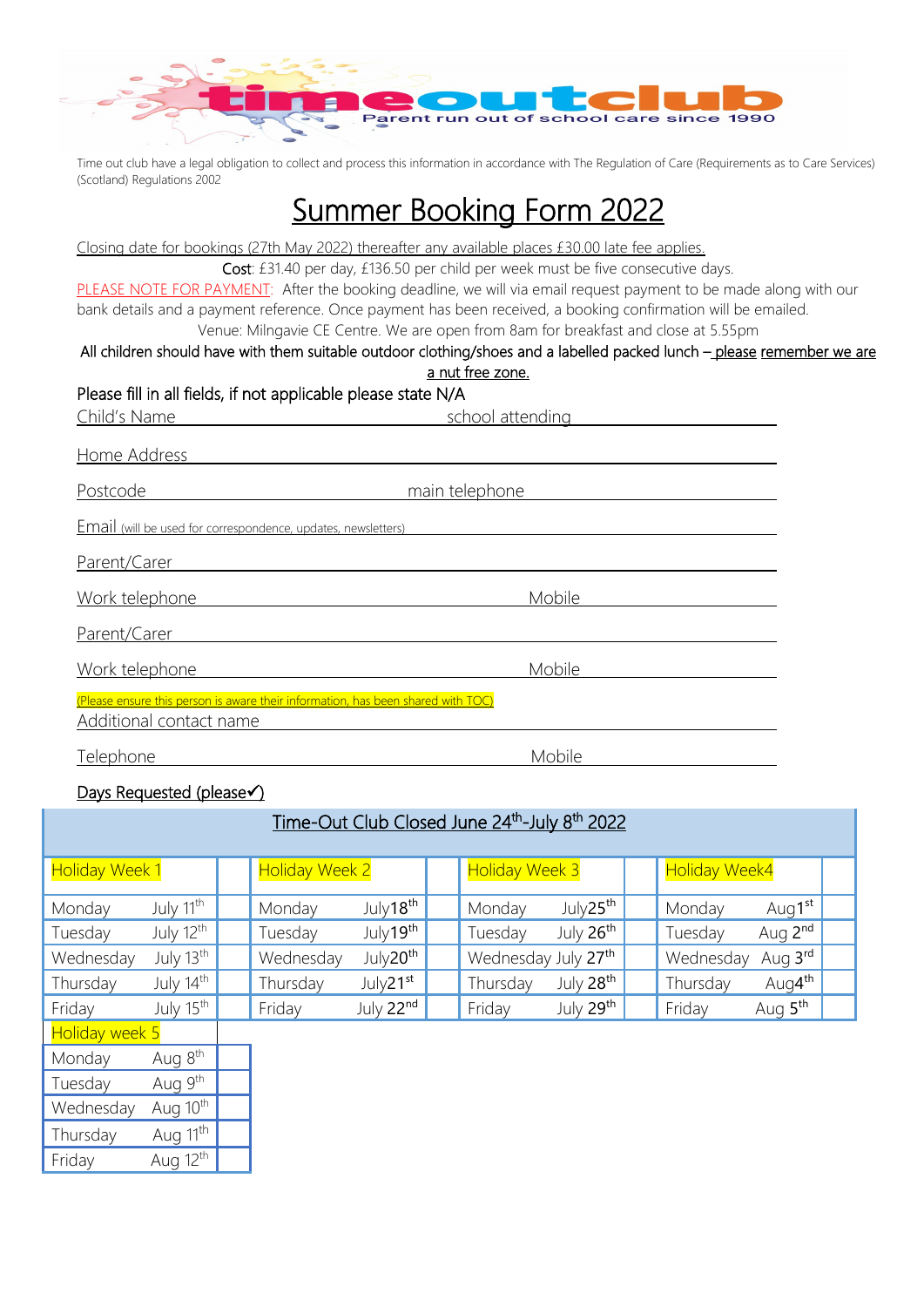timeoutclub
Parent run out of school care since 1990

Time out club have a legal obligation to collect and process this information in accordance with The Regulation of Care (Requirements as to Care Services) (Scotland) Regulations 2002

# Summer Booking Form 2022

Closing date for bookings (27th May 2022) thereafter any available places £30.00 late fee applies.

**Cost**: £31.40 per day, £136.50 per child per week must be five consecutive days.

PLEASE NOTE FOR PAYMENT: After the booking deadline, we will via email request payment to be made along with our bank details and a payment reference. Once payment has been received, a booking confirmation will be emailed.

Venue: Milngavie CE Centre. We are open from 8am for breakfast and close at 5.55pm

All children should have with them suitable outdoor clothing/shoes and a labelled packed lunch – please remember we are a nut free zone.

Please fill in all fields, if not applicable please state N/A

Child's Name ______________________ school attending ______________________

Home Address ______________________

Postcode ______________________ main telephone ______________________

Email (will be used for correspondence, updates, newsletters) ______________________

Parent/Carer ______________________

Work telephone ______________________ Mobile ______________________

Parent/Carer ______________________

Work telephone ______________________ Mobile ______________________

(Please ensure this person is aware their information, has been shared with TOC)

Additional contact name ______________________

Telephone ______________________ Mobile ______________________

Days Requested (please✓)

Time-Out Club Closed June 24th-July 8th 2022

| Holiday Week 1 | | Holiday Week 2 | | Holiday Week 3 | | Holiday Week4 | |
|---|---|---|---|---|---|---|---|
| Monday July 11th | | Monday July18th | | Monday July25th | | Monday Aug1st | |
| Tuesday July 12th | | Tuesday July19th | | Tuesday July 26th | | Tuesday Aug 2nd | |
| Wednesday July 13th | | Wednesday July20th | | Wednesday July 27th | | Wednesday Aug 3rd | |
| Thursday July 14th | | Thursday July21st | | Thursday July 28th | | Thursday Aug4th | |
| Friday July 15th | | Friday July 22nd | | Friday July 29th | | Friday Aug 5th | |

| Holiday week 5 | |
|---|---|
| Monday Aug 8th | |
| Tuesday Aug 9th | |
| Wednesday Aug 10th | |
| Thursday Aug 11th | |
| Friday Aug 12th | |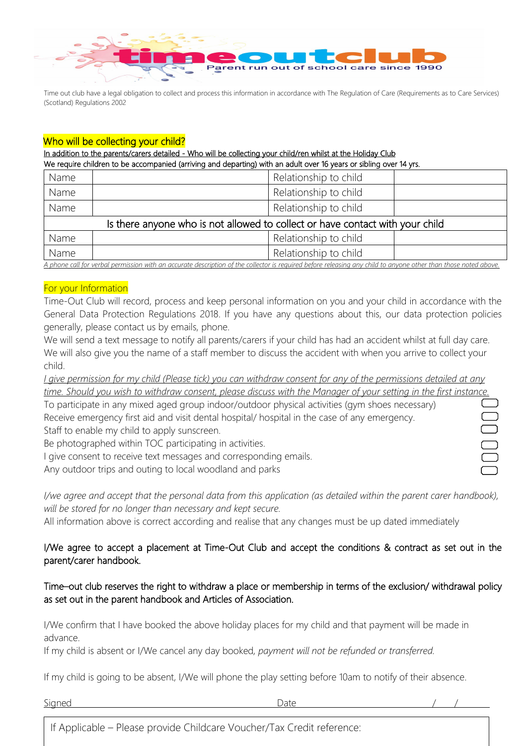Time out club have a legal obligation to collect and process this information in accordance with The Regulation of Care (Requirements as to Care Services) (Scotland) Regulations 2002

## Who will be collecting your child?

In addition to the parents/carers detailed - Who will be collecting your child/ren whilst at the Holiday Club

We require children to be accompanied (arriving and departing) with an adult over 16 years or sibling over 14 yrs.

| Name | | Relationship to child | |
|---|---|---|---|
| Name | | Relationship to child | |
| Name | | Relationship to child | |
| Is there anyone who is not allowed to collect or have contact with your child | | | |
| Name | | Relationship to child | |
| Name | | Relationship to child | |

*A phone call for verbal permission with an accurate description of the collector is required before releasing any child to anyone other than those noted above.*

## For your Information

Time-Out Club will record, process and keep personal information on you and your child in accordance with the General Data Protection Regulations 2018. If you have any questions about this, our data protection policies generally, please contact us by emails, phone.

We will send a text message to notify all parents/carers if your child has had an accident whilst at full day care. We will also give you the name of a staff member to discuss the accident with when you arrive to collect your child.

*I give permission for my child (Please tick) you can withdraw consent for any of the permissions detailed at any time. Should you wish to withdraw consent, please discuss with the Manager of your setting in the first instance.*

- To participate in any mixed aged group indoor/outdoor physical activities (gym shoes necessary) ☐
- Receive emergency first aid and visit dental hospital/ hospital in the case of any emergency. ☐
- Staff to enable my child to apply sunscreen. ☐
- Be photographed within TOC participating in activities. ☐
- I give consent to receive text messages and corresponding emails. ☐
- Any outdoor trips and outing to local woodland and parks ☐

*I/we agree and accept that the personal data from this application (as detailed within the parent carer handbook), will be stored for no longer than necessary and kept secure.*

All information above is correct according and realise that any changes must be up dated immediately

I/We agree to accept a placement at Time-Out Club and accept the conditions & contract as set out in the parent/carer handbook.

Time–out club reserves the right to withdraw a place or membership in terms of the exclusion/ withdrawal policy as set out in the parent handbook and Articles of Association.

I/We confirm that I have booked the above holiday places for my child and that payment will be made in advance.

If my child is absent or I/We cancel any day booked, *payment will not be refunded or transferred.*

If my child is going to be absent, I/We will phone the play setting before 10am to notify of their absence.

Signed ______________________ Date ____ / ____ / ____

If Applicable – Please provide Childcare Voucher/Tax Credit reference: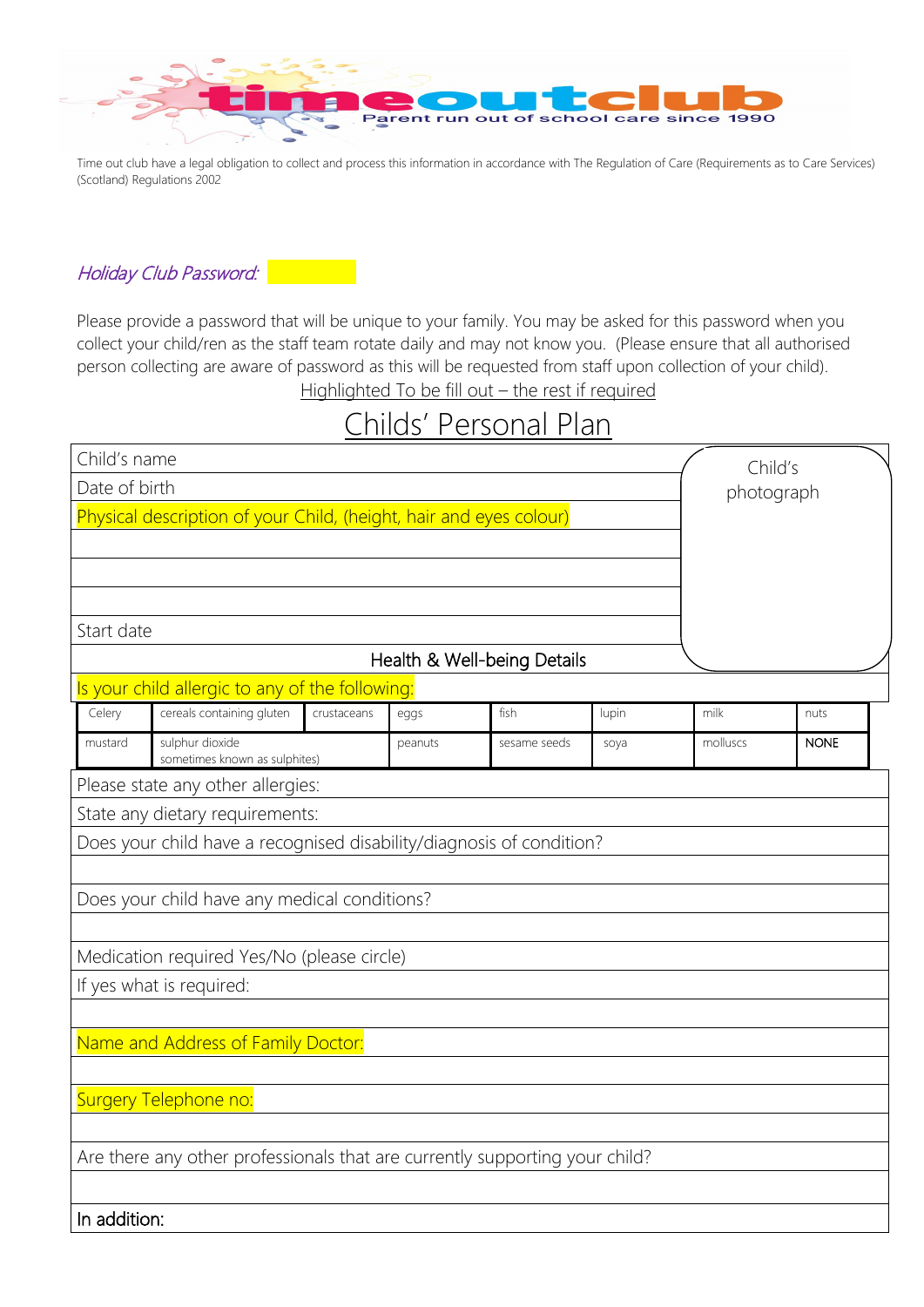timeoutclub
Parent run out of school care since 1990

Time out club have a legal obligation to collect and process this information in accordance with The Regulation of Care (Requirements as to Care Services) (Scotland) Regulations 2002

*Holiday Club Password:*

Please provide a password that will be unique to your family. You may be asked for this password when you collect your child/ren as the staff team rotate daily and may not know you. (Please ensure that all authorised person collecting are aware of password as this will be requested from staff upon collection of your child).

Highlighted To be fill out – the rest if required

# Childs' Personal Plan

| | |
|---|---|
| Child's name | Child's photograph |
| Date of birth | |
| Physical description of your Child, (height, hair and eyes colour) | |
| | |
| | |
| | |
| Start date | |

**Health & Well-being Details**

Is your child allergic to any of the following:

| | | | | | | | |
|---|---|---|---|---|---|---|---|
| Celery | cereals containing gluten | crustaceans | eggs | fish | lupin | milk | nuts |
| mustard | sulphur dioxide sometimes known as sulphites) | | peanuts | sesame seeds | soya | molluscs | NONE |

| |
|---|
| Please state any other allergies: |
| State any dietary requirements: |
| Does your child have a recognised disability/diagnosis of condition? |
| |
| Does your child have any medical conditions? |
| |
| Medication required Yes/No (please circle) |
| If yes what is required: |
| |
| Name and Address of Family Doctor: |
| |
| Surgery Telephone no: |
| |
| Are there any other professionals that are currently supporting your child? |
| |
| In addition: |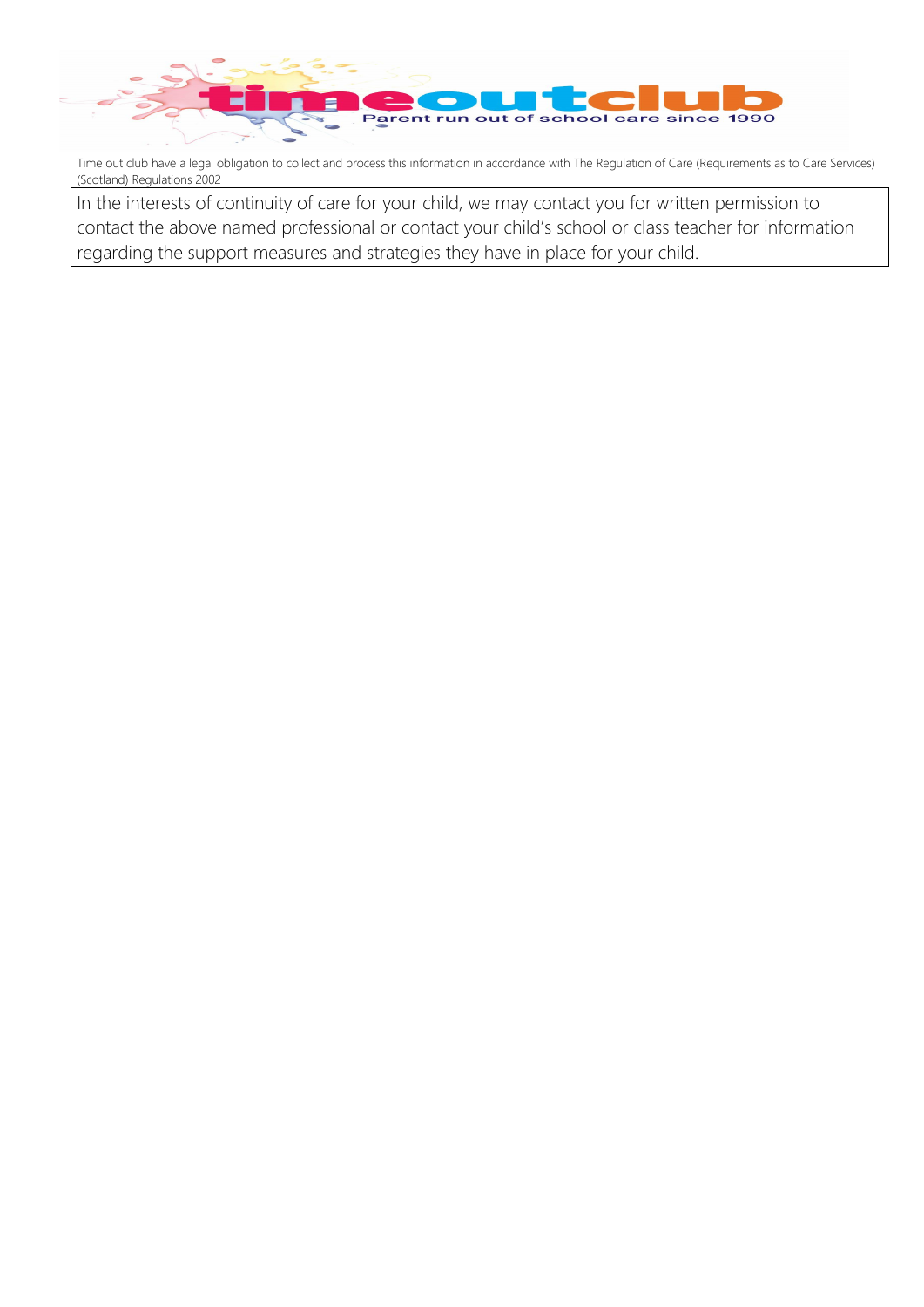Time out club have a legal obligation to collect and process this information in accordance with The Regulation of Care (Requirements as to Care Services) (Scotland) Regulations 2002

In the interests of continuity of care for your child, we may contact you for written permission to contact the above named professional or contact your child's school or class teacher for information regarding the support measures and strategies they have in place for your child.